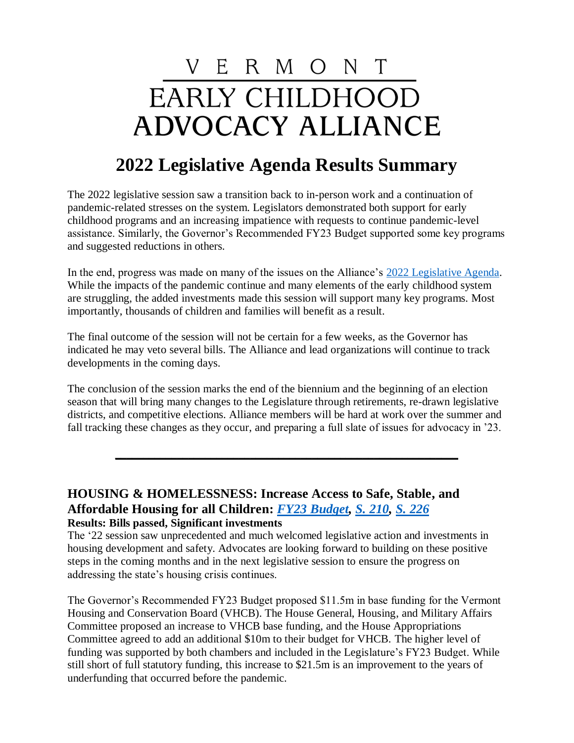# VERMONT EARLY CHILDHOOD ADVOCACY ALLIANCE

## 2022 Legislative Agenda Results Summary

The 2022 legislative session saw a transition back to in-person work and a continuation of pandemic-related stresses on the system. Legislators demonstrated both support for early childhood programs and an increasing impatience with requests to continue pandemic-level assistance. Similarly, the Governor's Recommended FY23 Budget supported some key programs and suggested reductions in others.

In the end, progress was made on many of the issues on the Alliance's 2022 Legislative Agenda. While the impacts of the pandemic continue and many elements of the early childhood system are struggling, the added investments made this session will support many key programs. Most importantly, thousands of children and families will benefit as a result.

The final outcome of the session will not be certain for a few weeks, as the Governor has indicated he may veto several bills. The Alliance and lead organizations will continue to track developments in the coming days.

The conclusion of the session marks the end of the biennium and the beginning of an election season that will bring many changes to the Legislature through retirements, re-drawn legislative districts, and competitive elections. Alliance members will be hard at work over the summer and fall tracking these changes as they occur, and preparing a full slate of issues for advocacy in '23.

---

### HOUSING & HOMELESSNESS: Increase Access to Safe, Stable, and Affordable Housing for all Children: *FY23 Budget*, *S. 210*, *S. 226*

**Results: Bills passed, Significant investments**

The '22 session saw unprecedented and much welcomed legislative action and investments in housing development and safety. Advocates are looking forward to building on these positive steps in the coming months and in the next legislative session to ensure the progress on addressing the state's housing crisis continues.

The Governor's Recommended FY23 Budget proposed $11.5m in base funding for the Vermont Housing and Conservation Board (VHCB). The House General, Housing, and Military Affairs Committee proposed an increase to VHCB base funding, and the House Appropriations Committee agreed to add an additional $10m to their budget for VHCB. The higher level of funding was supported by both chambers and included in the Legislature's FY23 Budget. While still short of full statutory funding, this increase to $21.5m is an improvement to the years of underfunding that occurred before the pandemic.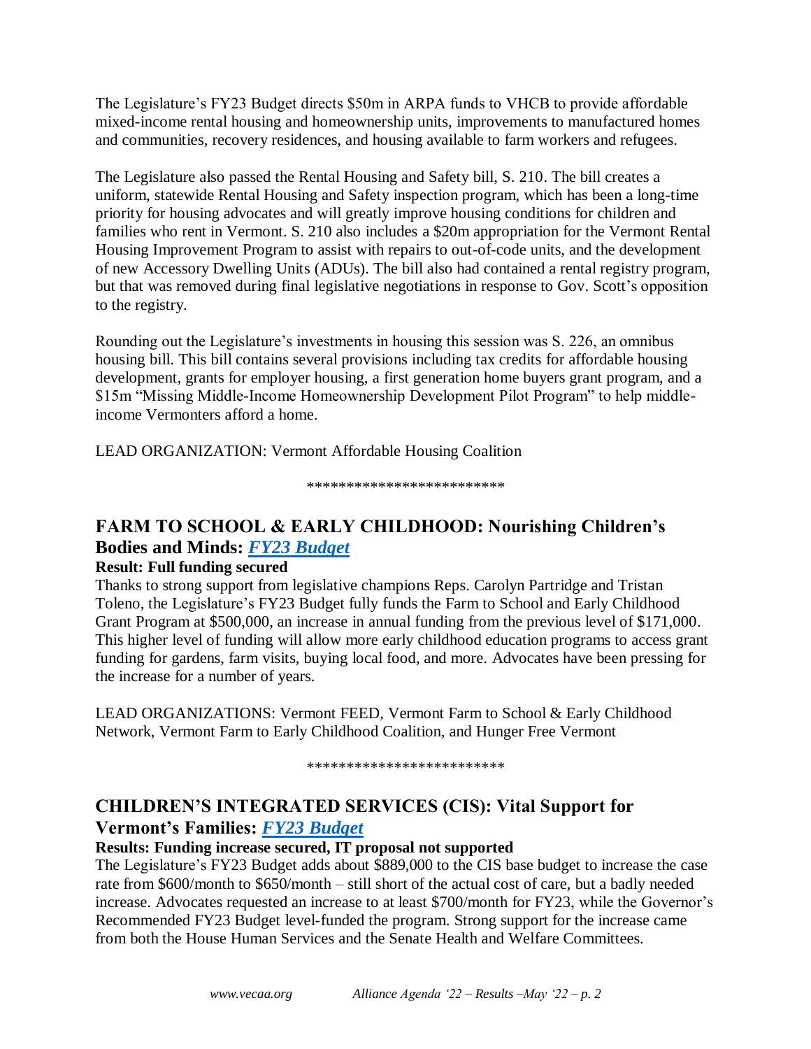The Legislature's FY23 Budget directs $50m in ARPA funds to VHCB to provide affordable mixed-income rental housing and homeownership units, improvements to manufactured homes and communities, recovery residences, and housing available to farm workers and refugees.

The Legislature also passed the Rental Housing and Safety bill, S. 210. The bill creates a uniform, statewide Rental Housing and Safety inspection program, which has been a long-time priority for housing advocates and will greatly improve housing conditions for children and families who rent in Vermont. S. 210 also includes a $20m appropriation for the Vermont Rental Housing Improvement Program to assist with repairs to out-of-code units, and the development of new Accessory Dwelling Units (ADUs). The bill also had contained a rental registry program, but that was removed during final legislative negotiations in response to Gov. Scott's opposition to the registry.

Rounding out the Legislature's investments in housing this session was S. 226, an omnibus housing bill. This bill contains several provisions including tax credits for affordable housing development, grants for employer housing, a first generation home buyers grant program, and a $15m "Missing Middle-Income Homeownership Development Pilot Program" to help middle-income Vermonters afford a home.

LEAD ORGANIZATION: Vermont Affordable Housing Coalition

*************************

## FARM TO SCHOOL & EARLY CHILDHOOD: Nourishing Children's Bodies and Minds: *FY23 Budget*

**Result: Full funding secured**

Thanks to strong support from legislative champions Reps. Carolyn Partridge and Tristan Toleno, the Legislature's FY23 Budget fully funds the Farm to School and Early Childhood Grant Program at $500,000, an increase in annual funding from the previous level of $171,000. This higher level of funding will allow more early childhood education programs to access grant funding for gardens, farm visits, buying local food, and more. Advocates have been pressing for the increase for a number of years.

LEAD ORGANIZATIONS: Vermont FEED, Vermont Farm to School & Early Childhood Network, Vermont Farm to Early Childhood Coalition, and Hunger Free Vermont

*************************

## CHILDREN'S INTEGRATED SERVICES (CIS): Vital Support for Vermont's Families: *FY23 Budget*

**Results: Funding increase secured, IT proposal not supported**

The Legislature's FY23 Budget adds about $889,000 to the CIS base budget to increase the case rate from $600/month to $650/month – still short of the actual cost of care, but a badly needed increase. Advocates requested an increase to at least $700/month for FY23, while the Governor's Recommended FY23 Budget level-funded the program. Strong support for the increase came from both the House Human Services and the Senate Health and Welfare Committees.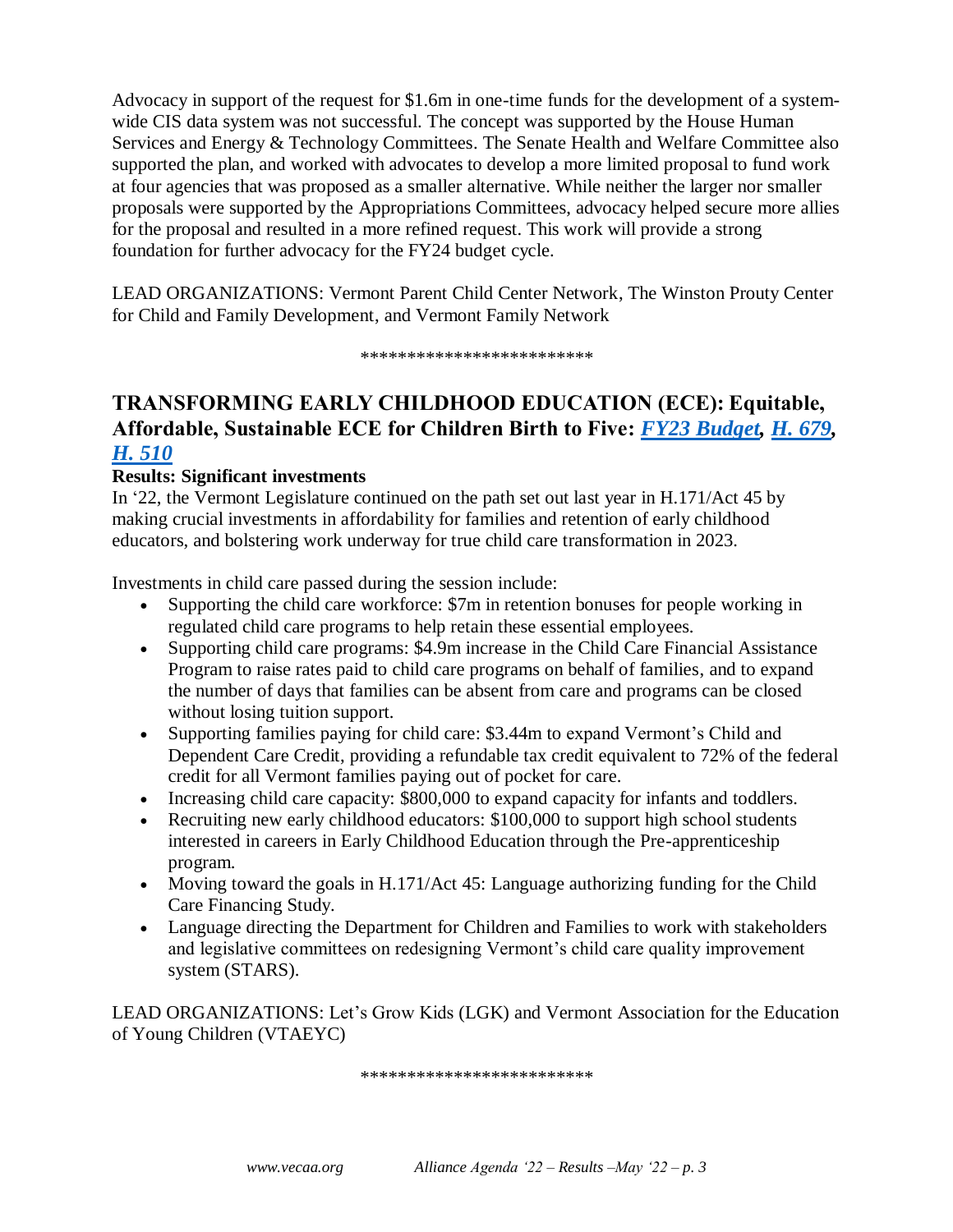Advocacy in support of the request for $1.6m in one-time funds for the development of a system-wide CIS data system was not successful. The concept was supported by the House Human Services and Energy & Technology Committees. The Senate Health and Welfare Committee also supported the plan, and worked with advocates to develop a more limited proposal to fund work at four agencies that was proposed as a smaller alternative. While neither the larger nor smaller proposals were supported by the Appropriations Committees, advocacy helped secure more allies for the proposal and resulted in a more refined request. This work will provide a strong foundation for further advocacy for the FY24 budget cycle.

LEAD ORGANIZATIONS: Vermont Parent Child Center Network, The Winston Prouty Center for Child and Family Development, and Vermont Family Network

*************************

## TRANSFORMING EARLY CHILDHOOD EDUCATION (ECE): Equitable, Affordable, Sustainable ECE for Children Birth to Five: *FY23 Budget*, *H. 679*, *H. 510*

**Results: Significant investments**

In '22, the Vermont Legislature continued on the path set out last year in H.171/Act 45 by making crucial investments in affordability for families and retention of early childhood educators, and bolstering work underway for true child care transformation in 2023.

Investments in child care passed during the session include:

- Supporting the child care workforce: $7m in retention bonuses for people working in regulated child care programs to help retain these essential employees.
- Supporting child care programs: $4.9m increase in the Child Care Financial Assistance Program to raise rates paid to child care programs on behalf of families, and to expand the number of days that families can be absent from care and programs can be closed without losing tuition support.
- Supporting families paying for child care: $3.44m to expand Vermont's Child and Dependent Care Credit, providing a refundable tax credit equivalent to 72% of the federal credit for all Vermont families paying out of pocket for care.
- Increasing child care capacity: $800,000 to expand capacity for infants and toddlers.
- Recruiting new early childhood educators: $100,000 to support high school students interested in careers in Early Childhood Education through the Pre-apprenticeship program.
- Moving toward the goals in H.171/Act 45: Language authorizing funding for the Child Care Financing Study.
- Language directing the Department for Children and Families to work with stakeholders and legislative committees on redesigning Vermont's child care quality improvement system (STARS).

LEAD ORGANIZATIONS: Let's Grow Kids (LGK) and Vermont Association for the Education of Young Children (VTAEYC)

*************************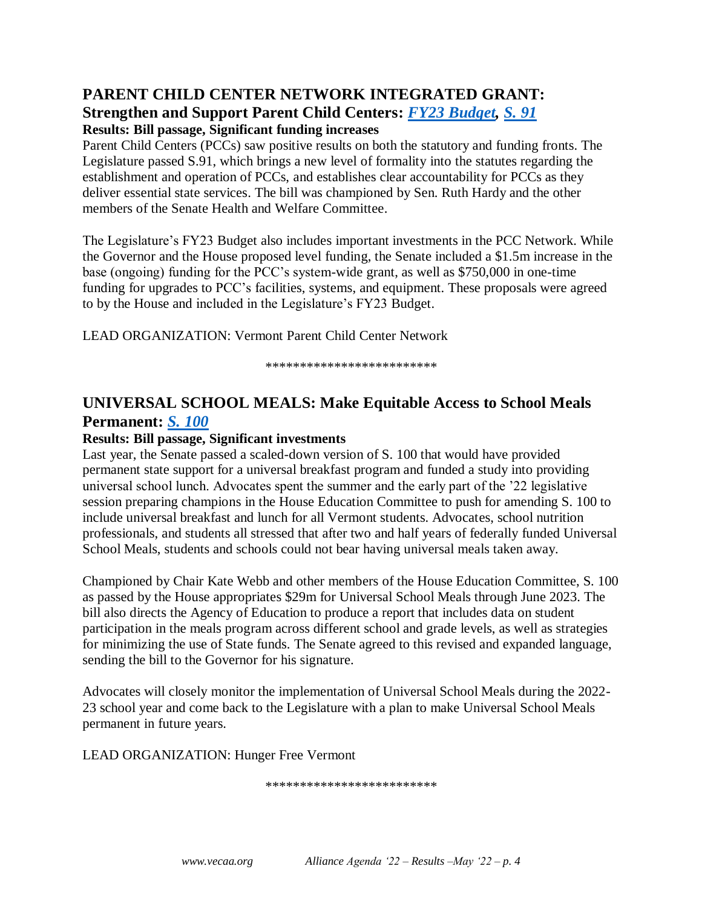## PARENT CHILD CENTER NETWORK INTEGRATED GRANT:
### Strengthen and Support Parent Child Centers: *FY23 Budget*, *S. 91*

**Results: Bill passage, Significant funding increases**

Parent Child Centers (PCCs) saw positive results on both the statutory and funding fronts. The Legislature passed S.91, which brings a new level of formality into the statutes regarding the establishment and operation of PCCs, and establishes clear accountability for PCCs as they deliver essential state services. The bill was championed by Sen. Ruth Hardy and the other members of the Senate Health and Welfare Committee.

The Legislature's FY23 Budget also includes important investments in the PCC Network. While the Governor and the House proposed level funding, the Senate included a $1.5m increase in the base (ongoing) funding for the PCC's system-wide grant, as well as $750,000 in one-time funding for upgrades to PCC's facilities, systems, and equipment. These proposals were agreed to by the House and included in the Legislature's FY23 Budget.

LEAD ORGANIZATION: Vermont Parent Child Center Network

*************************

## UNIVERSAL SCHOOL MEALS: Make Equitable Access to School Meals Permanent: *S. 100*

**Results: Bill passage, Significant investments**

Last year, the Senate passed a scaled-down version of S. 100 that would have provided permanent state support for a universal breakfast program and funded a study into providing universal school lunch. Advocates spent the summer and the early part of the '22 legislative session preparing champions in the House Education Committee to push for amending S. 100 to include universal breakfast and lunch for all Vermont students. Advocates, school nutrition professionals, and students all stressed that after two and half years of federally funded Universal School Meals, students and schools could not bear having universal meals taken away.

Championed by Chair Kate Webb and other members of the House Education Committee, S. 100 as passed by the House appropriates $29m for Universal School Meals through June 2023. The bill also directs the Agency of Education to produce a report that includes data on student participation in the meals program across different school and grade levels, as well as strategies for minimizing the use of State funds. The Senate agreed to this revised and expanded language, sending the bill to the Governor for his signature.

Advocates will closely monitor the implementation of Universal School Meals during the 2022-23 school year and come back to the Legislature with a plan to make Universal School Meals permanent in future years.

LEAD ORGANIZATION: Hunger Free Vermont

*************************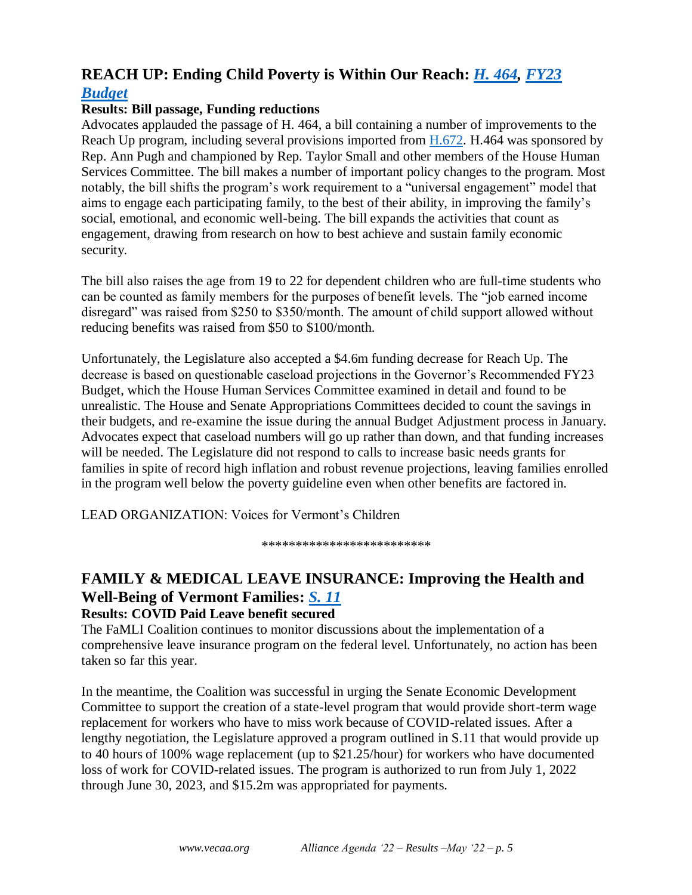## REACH UP: Ending Child Poverty is Within Our Reach: *H. 464*, *FY23 Budget*

**Results: Bill passage, Funding reductions**

Advocates applauded the passage of H. 464, a bill containing a number of improvements to the Reach Up program, including several provisions imported from H.672. H.464 was sponsored by Rep. Ann Pugh and championed by Rep. Taylor Small and other members of the House Human Services Committee. The bill makes a number of important policy changes to the program. Most notably, the bill shifts the program's work requirement to a "universal engagement" model that aims to engage each participating family, to the best of their ability, in improving the family's social, emotional, and economic well-being. The bill expands the activities that count as engagement, drawing from research on how to best achieve and sustain family economic security.

The bill also raises the age from 19 to 22 for dependent children who are full-time students who can be counted as family members for the purposes of benefit levels. The "job earned income disregard" was raised from $250 to $350/month. The amount of child support allowed without reducing benefits was raised from $50 to $100/month.

Unfortunately, the Legislature also accepted a $4.6m funding decrease for Reach Up. The decrease is based on questionable caseload projections in the Governor's Recommended FY23 Budget, which the House Human Services Committee examined in detail and found to be unrealistic. The House and Senate Appropriations Committees decided to count the savings in their budgets, and re-examine the issue during the annual Budget Adjustment process in January. Advocates expect that caseload numbers will go up rather than down, and that funding increases will be needed. The Legislature did not respond to calls to increase basic needs grants for families in spite of record high inflation and robust revenue projections, leaving families enrolled in the program well below the poverty guideline even when other benefits are factored in.

LEAD ORGANIZATION: Voices for Vermont's Children

*************************

## FAMILY & MEDICAL LEAVE INSURANCE: Improving the Health and Well-Being of Vermont Families: *S. 11*

**Results: COVID Paid Leave benefit secured**

The FaMLI Coalition continues to monitor discussions about the implementation of a comprehensive leave insurance program on the federal level. Unfortunately, no action has been taken so far this year.

In the meantime, the Coalition was successful in urging the Senate Economic Development Committee to support the creation of a state-level program that would provide short-term wage replacement for workers who have to miss work because of COVID-related issues. After a lengthy negotiation, the Legislature approved a program outlined in S.11 that would provide up to 40 hours of 100% wage replacement (up to $21.25/hour) for workers who have documented loss of work for COVID-related issues. The program is authorized to run from July 1, 2022 through June 30, 2023, and $15.2m was appropriated for payments.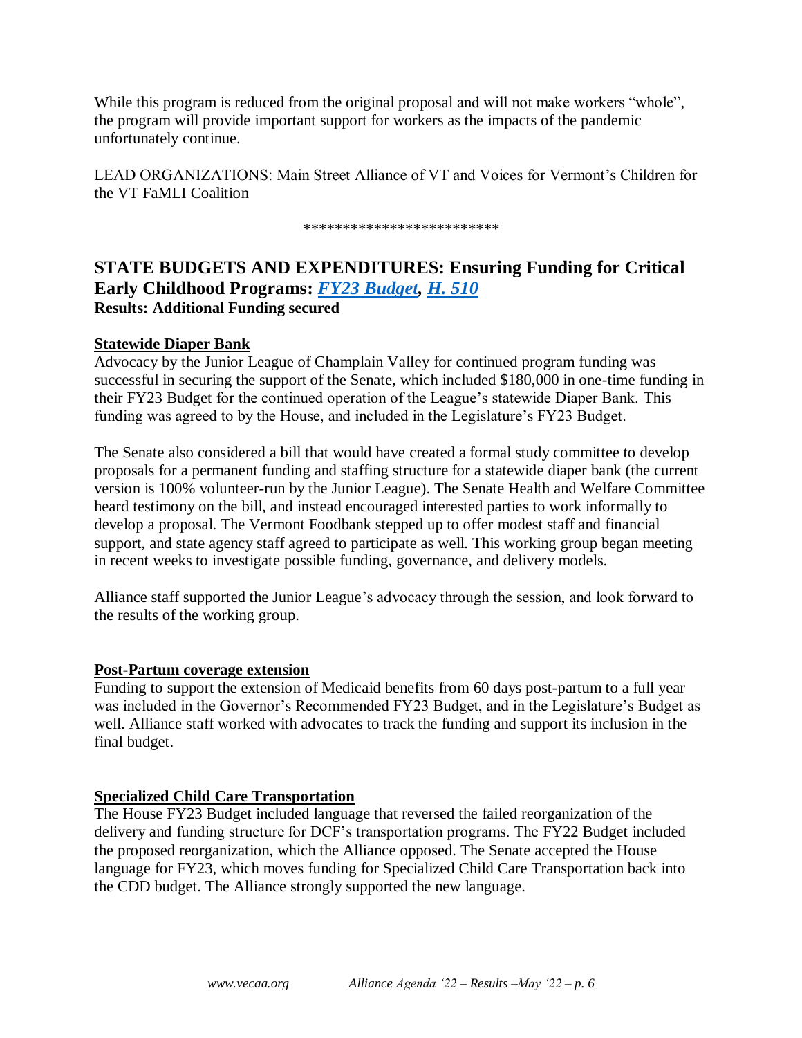While this program is reduced from the original proposal and will not make workers "whole", the program will provide important support for workers as the impacts of the pandemic unfortunately continue.

LEAD ORGANIZATIONS: Main Street Alliance of VT and Voices for Vermont's Children for the VT FaMLI Coalition

*************************

## STATE BUDGETS AND EXPENDITURES: Ensuring Funding for Critical Early Childhood Programs: *FY23 Budget*, *H. 510*

**Results: Additional Funding secured**

**Statewide Diaper Bank**

Advocacy by the Junior League of Champlain Valley for continued program funding was successful in securing the support of the Senate, which included $180,000 in one-time funding in their FY23 Budget for the continued operation of the League's statewide Diaper Bank. This funding was agreed to by the House, and included in the Legislature's FY23 Budget.

The Senate also considered a bill that would have created a formal study committee to develop proposals for a permanent funding and staffing structure for a statewide diaper bank (the current version is 100% volunteer-run by the Junior League). The Senate Health and Welfare Committee heard testimony on the bill, and instead encouraged interested parties to work informally to develop a proposal. The Vermont Foodbank stepped up to offer modest staff and financial support, and state agency staff agreed to participate as well. This working group began meeting in recent weeks to investigate possible funding, governance, and delivery models.

Alliance staff supported the Junior League's advocacy through the session, and look forward to the results of the working group.

**Post-Partum coverage extension**

Funding to support the extension of Medicaid benefits from 60 days post-partum to a full year was included in the Governor's Recommended FY23 Budget, and in the Legislature's Budget as well. Alliance staff worked with advocates to track the funding and support its inclusion in the final budget.

**Specialized Child Care Transportation**

The House FY23 Budget included language that reversed the failed reorganization of the delivery and funding structure for DCF's transportation programs. The FY22 Budget included the proposed reorganization, which the Alliance opposed. The Senate accepted the House language for FY23, which moves funding for Specialized Child Care Transportation back into the CDD budget. The Alliance strongly supported the new language.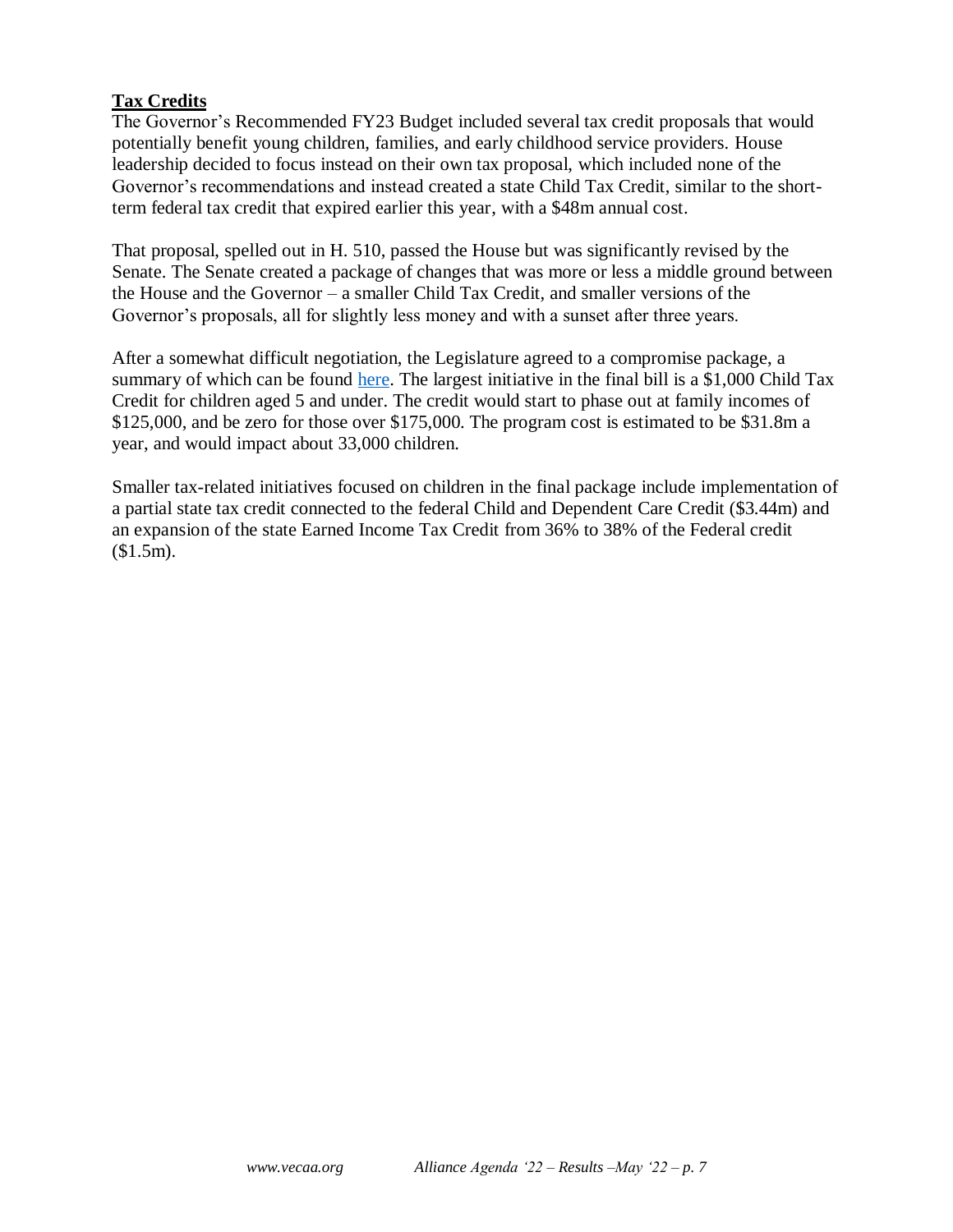**Tax Credits**

The Governor's Recommended FY23 Budget included several tax credit proposals that would potentially benefit young children, families, and early childhood service providers. House leadership decided to focus instead on their own tax proposal, which included none of the Governor's recommendations and instead created a state Child Tax Credit, similar to the short-term federal tax credit that expired earlier this year, with a $48m annual cost.

That proposal, spelled out in H. 510, passed the House but was significantly revised by the Senate. The Senate created a package of changes that was more or less a middle ground between the House and the Governor – a smaller Child Tax Credit, and smaller versions of the Governor's proposals, all for slightly less money and with a sunset after three years.

After a somewhat difficult negotiation, the Legislature agreed to a compromise package, a summary of which can be found here. The largest initiative in the final bill is a $1,000 Child Tax Credit for children aged 5 and under. The credit would start to phase out at family incomes of $125,000, and be zero for those over $175,000. The program cost is estimated to be $31.8m a year, and would impact about 33,000 children.

Smaller tax-related initiatives focused on children in the final package include implementation of a partial state tax credit connected to the federal Child and Dependent Care Credit ($3.44m) and an expansion of the state Earned Income Tax Credit from 36% to 38% of the Federal credit ($1.5m).